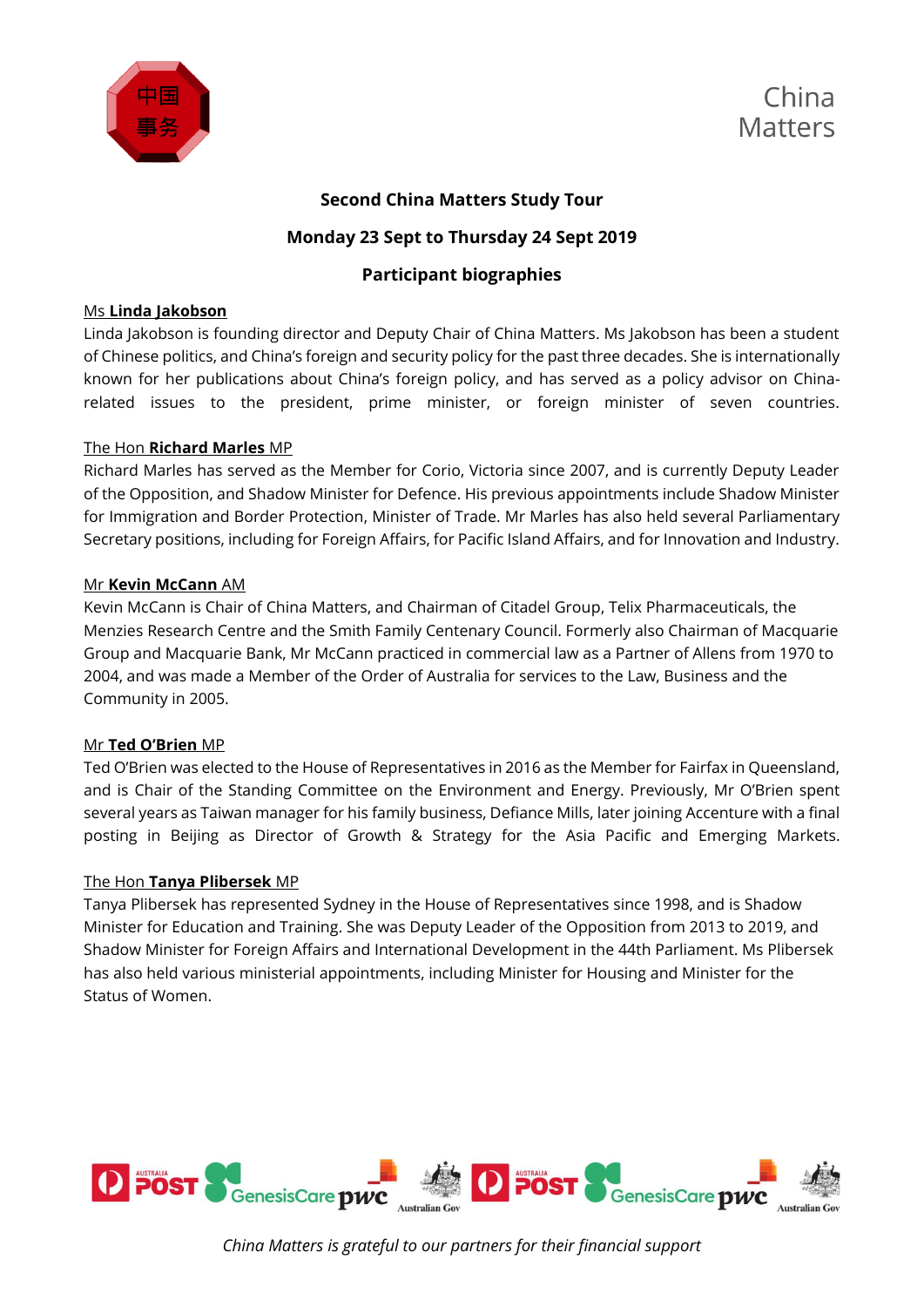China Matters

# Second China Matters Study Tour

## Monday 23 Sept to Thursday 24 Sept 2019

## Participant biographies

Ms **Linda Jakobson**

Linda Jakobson is founding director and Deputy Chair of China Matters. Ms Jakobson has been a student of Chinese politics, and China's foreign and security policy for the past three decades. She is internationally known for her publications about China's foreign policy, and has served as a policy advisor on China-related issues to the president, prime minister, or foreign minister of seven countries.

The Hon **Richard Marles** MP

Richard Marles has served as the Member for Corio, Victoria since 2007, and is currently Deputy Leader of the Opposition, and Shadow Minister for Defence. His previous appointments include Shadow Minister for Immigration and Border Protection, Minister of Trade. Mr Marles has also held several Parliamentary Secretary positions, including for Foreign Affairs, for Pacific Island Affairs, and for Innovation and Industry.

Mr **Kevin McCann** AM

Kevin McCann is Chair of China Matters, and Chairman of Citadel Group, Telix Pharmaceuticals, the Menzies Research Centre and the Smith Family Centenary Council. Formerly also Chairman of Macquarie Group and Macquarie Bank, Mr McCann practiced in commercial law as a Partner of Allens from 1970 to 2004, and was made a Member of the Order of Australia for services to the Law, Business and the Community in 2005.

Mr **Ted O'Brien** MP

Ted O'Brien was elected to the House of Representatives in 2016 as the Member for Fairfax in Queensland, and is Chair of the Standing Committee on the Environment and Energy. Previously, Mr O'Brien spent several years as Taiwan manager for his family business, Defiance Mills, later joining Accenture with a final posting in Beijing as Director of Growth & Strategy for the Asia Pacific and Emerging Markets.

The Hon **Tanya Plibersek** MP

Tanya Plibersek has represented Sydney in the House of Representatives since 1998, and is Shadow Minister for Education and Training. She was Deputy Leader of the Opposition from 2013 to 2019, and Shadow Minister for Foreign Affairs and International Development in the 44th Parliament. Ms Plibersek has also held various ministerial appointments, including Minister for Housing and Minister for the Status of Women.

*China Matters is grateful to our partners for their financial support*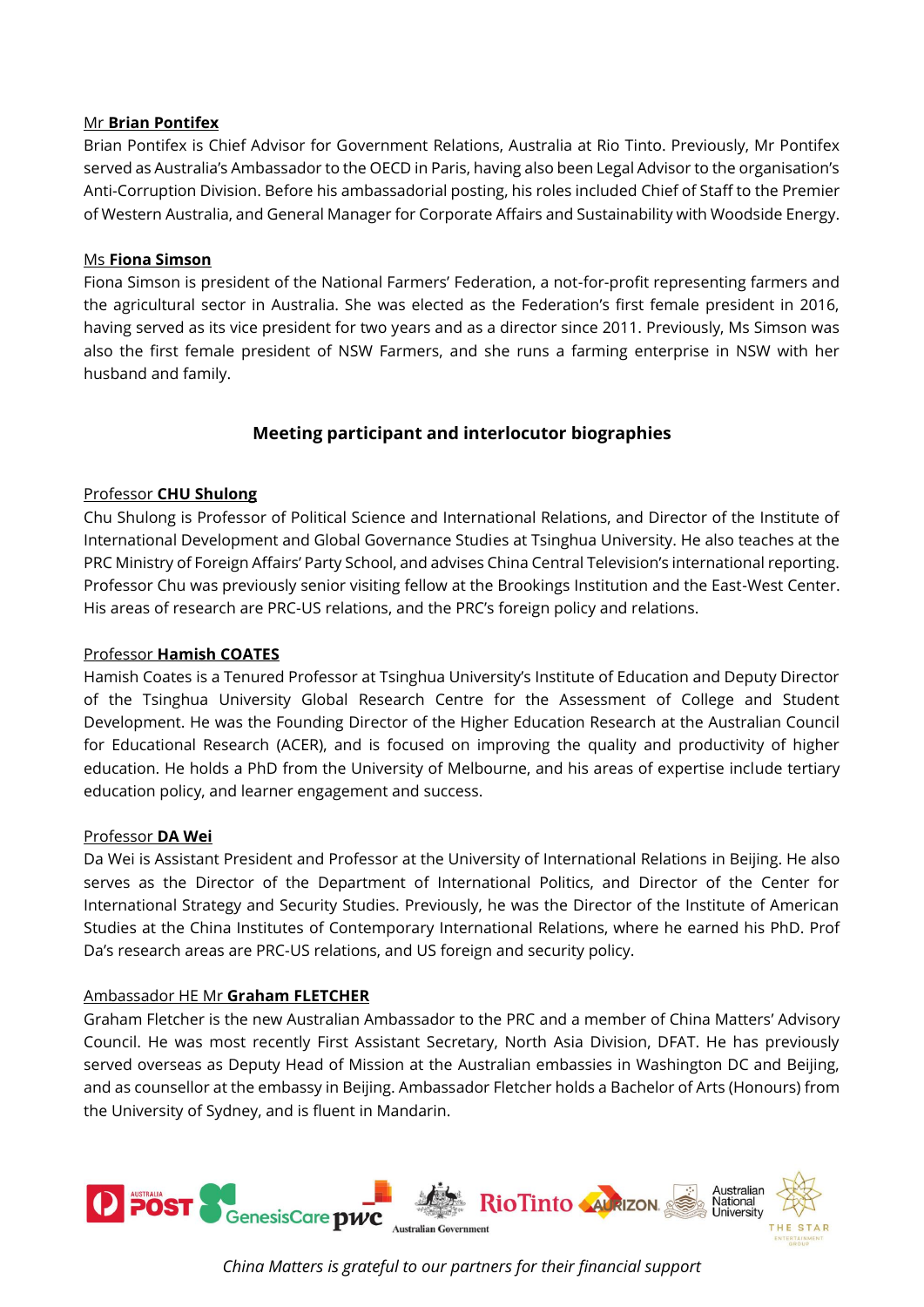Mr **Brian Pontifex**

Brian Pontifex is Chief Advisor for Government Relations, Australia at Rio Tinto. Previously, Mr Pontifex served as Australia's Ambassador to the OECD in Paris, having also been Legal Advisor to the organisation's Anti-Corruption Division. Before his ambassadorial posting, his roles included Chief of Staff to the Premier of Western Australia, and General Manager for Corporate Affairs and Sustainability with Woodside Energy.

Ms **Fiona Simson**

Fiona Simson is president of the National Farmers' Federation, a not-for-profit representing farmers and the agricultural sector in Australia. She was elected as the Federation's first female president in 2016, having served as its vice president for two years and as a director since 2011. Previously, Ms Simson was also the first female president of NSW Farmers, and she runs a farming enterprise in NSW with her husband and family.

## Meeting participant and interlocutor biographies

Professor **CHU Shulong**

Chu Shulong is Professor of Political Science and International Relations, and Director of the Institute of International Development and Global Governance Studies at Tsinghua University. He also teaches at the PRC Ministry of Foreign Affairs' Party School, and advises China Central Television's international reporting. Professor Chu was previously senior visiting fellow at the Brookings Institution and the East-West Center. His areas of research are PRC-US relations, and the PRC's foreign policy and relations.

Professor **Hamish COATES**

Hamish Coates is a Tenured Professor at Tsinghua University's Institute of Education and Deputy Director of the Tsinghua University Global Research Centre for the Assessment of College and Student Development. He was the Founding Director of the Higher Education Research at the Australian Council for Educational Research (ACER), and is focused on improving the quality and productivity of higher education. He holds a PhD from the University of Melbourne, and his areas of expertise include tertiary education policy, and learner engagement and success.

Professor **DA Wei**

Da Wei is Assistant President and Professor at the University of International Relations in Beijing. He also serves as the Director of the Department of International Politics, and Director of the Center for International Strategy and Security Studies. Previously, he was the Director of the Institute of American Studies at the China Institutes of Contemporary International Relations, where he earned his PhD. Prof Da's research areas are PRC-US relations, and US foreign and security policy.

Ambassador HE Mr **Graham FLETCHER**

Graham Fletcher is the new Australian Ambassador to the PRC and a member of China Matters' Advisory Council. He was most recently First Assistant Secretary, North Asia Division, DFAT. He has previously served overseas as Deputy Head of Mission at the Australian embassies in Washington DC and Beijing, and as counsellor at the embassy in Beijing. Ambassador Fletcher holds a Bachelor of Arts (Honours) from the University of Sydney, and is fluent in Mandarin.

*China Matters is grateful to our partners for their financial support*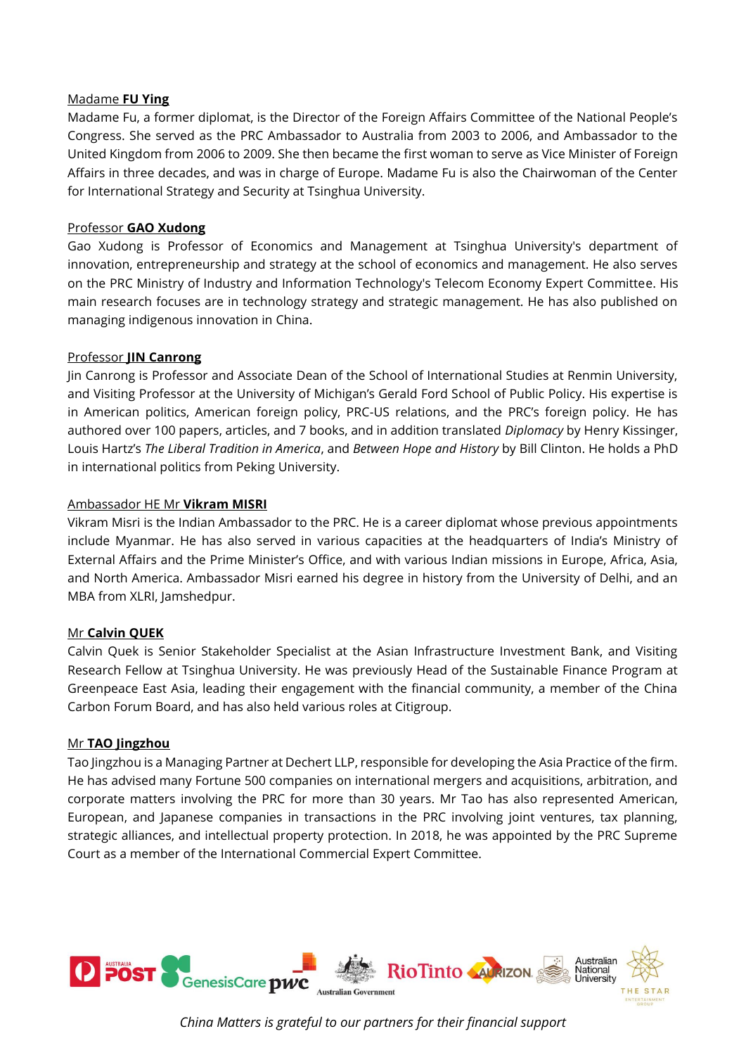Madame **FU Ying**

Madame Fu, a former diplomat, is the Director of the Foreign Affairs Committee of the National People's Congress. She served as the PRC Ambassador to Australia from 2003 to 2006, and Ambassador to the United Kingdom from 2006 to 2009. She then became the first woman to serve as Vice Minister of Foreign Affairs in three decades, and was in charge of Europe. Madame Fu is also the Chairwoman of the Center for International Strategy and Security at Tsinghua University.

Professor **GAO Xudong**

Gao Xudong is Professor of Economics and Management at Tsinghua University's department of innovation, entrepreneurship and strategy at the school of economics and management. He also serves on the PRC Ministry of Industry and Information Technology's Telecom Economy Expert Committee. His main research focuses are in technology strategy and strategic management. He has also published on managing indigenous innovation in China.

Professor **JIN Canrong**

Jin Canrong is Professor and Associate Dean of the School of International Studies at Renmin University, and Visiting Professor at the University of Michigan's Gerald Ford School of Public Policy. His expertise is in American politics, American foreign policy, PRC-US relations, and the PRC's foreign policy. He has authored over 100 papers, articles, and 7 books, and in addition translated *Diplomacy* by Henry Kissinger, Louis Hartz's *The Liberal Tradition in America*, and *Between Hope and History* by Bill Clinton. He holds a PhD in international politics from Peking University.

Ambassador HE Mr **Vikram MISRI**

Vikram Misri is the Indian Ambassador to the PRC. He is a career diplomat whose previous appointments include Myanmar. He has also served in various capacities at the headquarters of India's Ministry of External Affairs and the Prime Minister's Office, and with various Indian missions in Europe, Africa, Asia, and North America. Ambassador Misri earned his degree in history from the University of Delhi, and an MBA from XLRI, Jamshedpur.

Mr **Calvin QUEK**

Calvin Quek is Senior Stakeholder Specialist at the Asian Infrastructure Investment Bank, and Visiting Research Fellow at Tsinghua University. He was previously Head of the Sustainable Finance Program at Greenpeace East Asia, leading their engagement with the financial community, a member of the China Carbon Forum Board, and has also held various roles at Citigroup.

Mr **TAO Jingzhou**

Tao Jingzhou is a Managing Partner at Dechert LLP, responsible for developing the Asia Practice of the firm. He has advised many Fortune 500 companies on international mergers and acquisitions, arbitration, and corporate matters involving the PRC for more than 30 years. Mr Tao has also represented American, European, and Japanese companies in transactions in the PRC involving joint ventures, tax planning, strategic alliances, and intellectual property protection. In 2018, he was appointed by the PRC Supreme Court as a member of the International Commercial Expert Committee.

*China Matters is grateful to our partners for their financial support*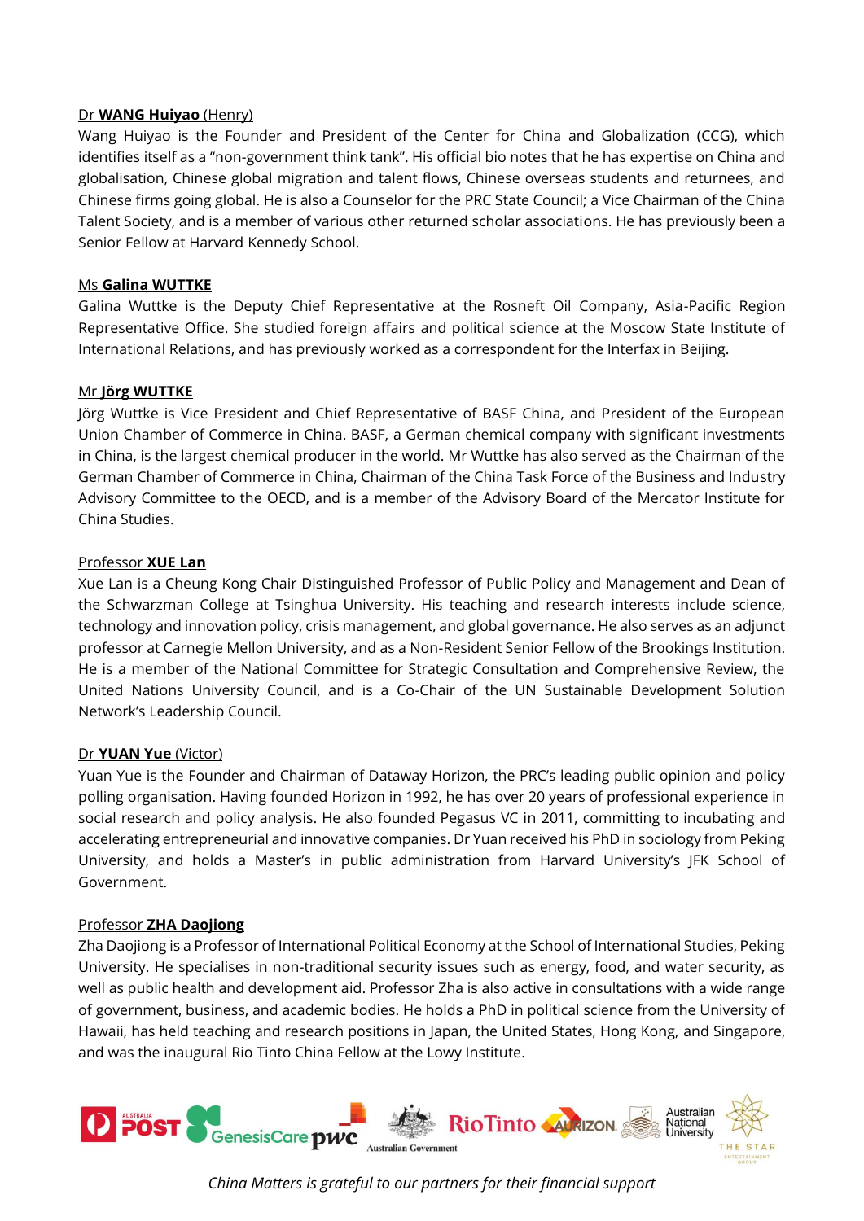Dr **WANG Huiyao** (Henry)

Wang Huiyao is the Founder and President of the Center for China and Globalization (CCG), which identifies itself as a "non-government think tank". His official bio notes that he has expertise on China and globalisation, Chinese global migration and talent flows, Chinese overseas students and returnees, and Chinese firms going global. He is also a Counselor for the PRC State Council; a Vice Chairman of the China Talent Society, and is a member of various other returned scholar associations. He has previously been a Senior Fellow at Harvard Kennedy School.

Ms **Galina WUTTKE**

Galina Wuttke is the Deputy Chief Representative at the Rosneft Oil Company, Asia-Pacific Region Representative Office. She studied foreign affairs and political science at the Moscow State Institute of International Relations, and has previously worked as a correspondent for the Interfax in Beijing.

Mr **Jörg WUTTKE**

Jörg Wuttke is Vice President and Chief Representative of BASF China, and President of the European Union Chamber of Commerce in China. BASF, a German chemical company with significant investments in China, is the largest chemical producer in the world. Mr Wuttke has also served as the Chairman of the German Chamber of Commerce in China, Chairman of the China Task Force of the Business and Industry Advisory Committee to the OECD, and is a member of the Advisory Board of the Mercator Institute for China Studies.

Professor **XUE Lan**

Xue Lan is a Cheung Kong Chair Distinguished Professor of Public Policy and Management and Dean of the Schwarzman College at Tsinghua University. His teaching and research interests include science, technology and innovation policy, crisis management, and global governance. He also serves as an adjunct professor at Carnegie Mellon University, and as a Non-Resident Senior Fellow of the Brookings Institution. He is a member of the National Committee for Strategic Consultation and Comprehensive Review, the United Nations University Council, and is a Co-Chair of the UN Sustainable Development Solution Network's Leadership Council.

Dr **YUAN Yue** (Victor)

Yuan Yue is the Founder and Chairman of Dataway Horizon, the PRC's leading public opinion and policy polling organisation. Having founded Horizon in 1992, he has over 20 years of professional experience in social research and policy analysis. He also founded Pegasus VC in 2011, committing to incubating and accelerating entrepreneurial and innovative companies. Dr Yuan received his PhD in sociology from Peking University, and holds a Master's in public administration from Harvard University's JFK School of Government.

Professor **ZHA Daojiong**

Zha Daojiong is a Professor of International Political Economy at the School of International Studies, Peking University. He specialises in non-traditional security issues such as energy, food, and water security, as well as public health and development aid. Professor Zha is also active in consultations with a wide range of government, business, and academic bodies. He holds a PhD in political science from the University of Hawaii, has held teaching and research positions in Japan, the United States, Hong Kong, and Singapore, and was the inaugural Rio Tinto China Fellow at the Lowy Institute.

*China Matters is grateful to our partners for their financial support*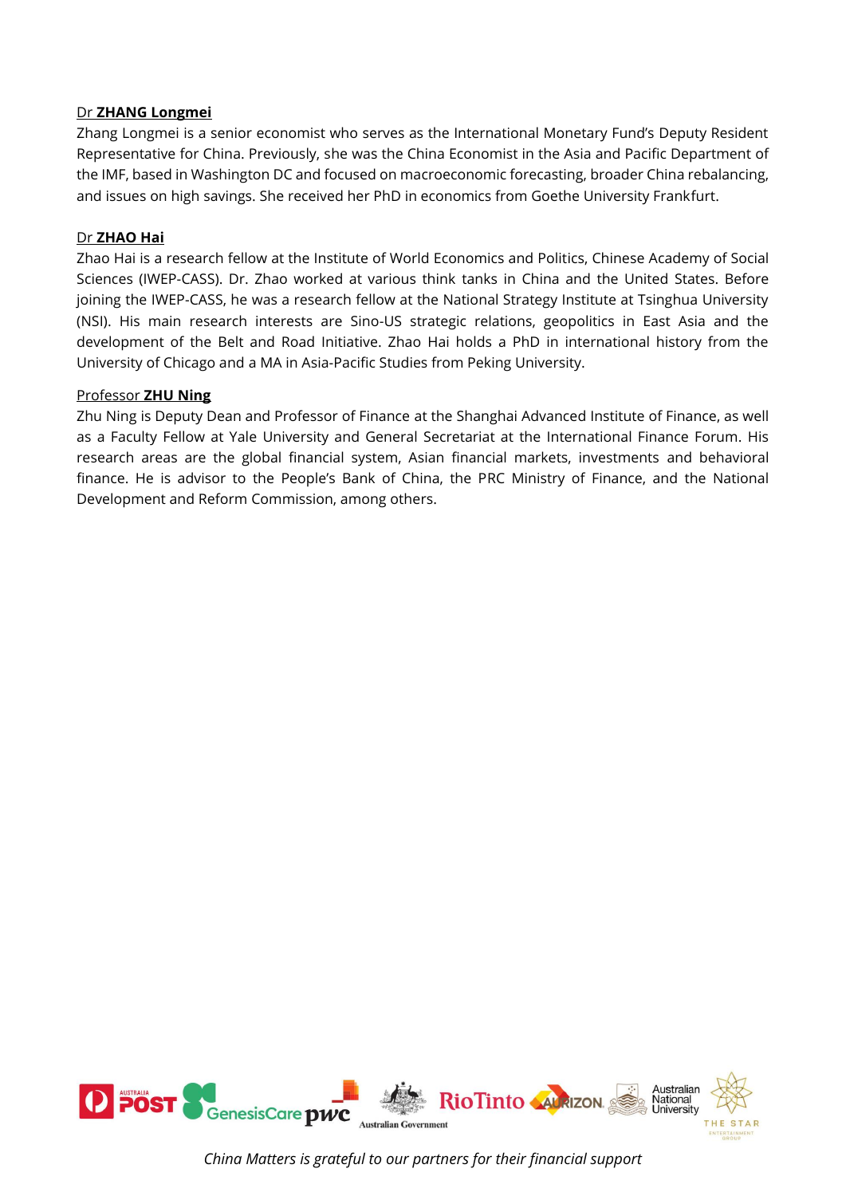Dr **ZHANG Longmei**

Zhang Longmei is a senior economist who serves as the International Monetary Fund's Deputy Resident Representative for China. Previously, she was the China Economist in the Asia and Pacific Department of the IMF, based in Washington DC and focused on macroeconomic forecasting, broader China rebalancing, and issues on high savings. She received her PhD in economics from Goethe University Frankfurt.

Dr **ZHAO Hai**

Zhao Hai is a research fellow at the Institute of World Economics and Politics, Chinese Academy of Social Sciences (IWEP-CASS). Dr. Zhao worked at various think tanks in China and the United States. Before joining the IWEP-CASS, he was a research fellow at the National Strategy Institute at Tsinghua University (NSI). His main research interests are Sino-US strategic relations, geopolitics in East Asia and the development of the Belt and Road Initiative. Zhao Hai holds a PhD in international history from the University of Chicago and a MA in Asia-Pacific Studies from Peking University.

Professor **ZHU Ning**

Zhu Ning is Deputy Dean and Professor of Finance at the Shanghai Advanced Institute of Finance, as well as a Faculty Fellow at Yale University and General Secretariat at the International Finance Forum. His research areas are the global financial system, Asian financial markets, investments and behavioral finance. He is advisor to the People's Bank of China, the PRC Ministry of Finance, and the National Development and Reform Commission, among others.

*China Matters is grateful to our partners for their financial support*